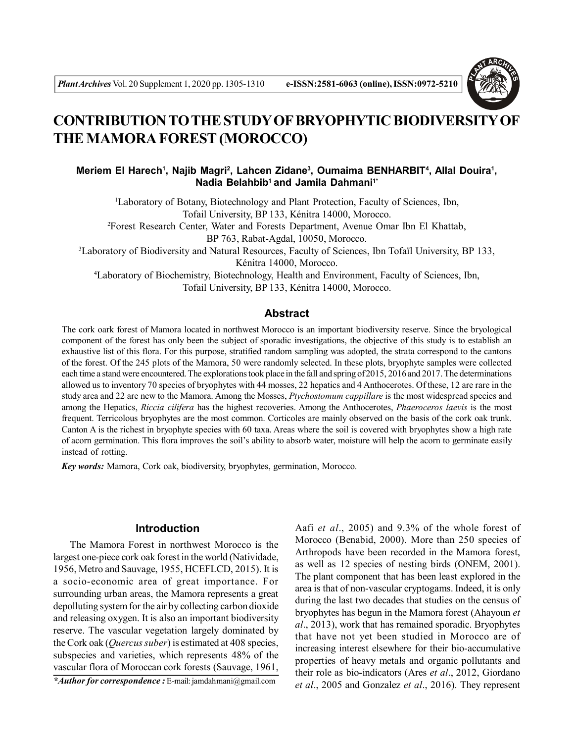# CONTRIBUTION TO THE STUDY OF BRYOPHYTIC BIODIVERSITY OF THE MAMORA FOREST (MOROCCO)

**Meriem El Harech[1], Najib Magri[2], Lahcen Zidane[3], Oumaima BENHARBIT[4], Allal Douira[1], Nadia Belahbib[1] and Jamila Dahmani[1*]**

[1]Laboratory of Botany, Biotechnology and Plant Protection, Faculty of Sciences, Ibn, Tofail University, BP 133, Kénitra 14000, Morocco.

[2]Forest Research Center, Water and Forests Department, Avenue Omar Ibn El Khattab, BP 763, Rabat-Agdal, 10050, Morocco.

[3]Laboratory of Biodiversity and Natural Resources, Faculty of Sciences, Ibn Tofaïl University, BP 133, Kénitra 14000, Morocco.

[4]Laboratory of Biochemistry, Biotechnology, Health and Environment, Faculty of Sciences, Ibn, Tofail University, BP 133, Kénitra 14000, Morocco.

## Abstract

The cork oak forest of Mamora located in northwest Morocco is an important biodiversity reserve. Since the bryological component of the forest has only been the subject of sporadic investigations, the objective of this study is to establish an exhaustive list of this flora. For this purpose, stratified random sampling was adopted, the strata correspond to the cantons of the forest. Of the 245 plots of the Mamora, 50 were randomly selected. In these plots, bryophyte samples were collected each time a stand were encountered. The explorations took place in the fall and spring of 2015, 2016 and 2017. The determinations allowed us to inventory 70 species of bryophytes with 44 mosses, 22 hepatics and 4 Anthocerotes. Of these, 12 are rare in the study area and 22 are new to the Mamora. Among the Mosses, *Ptychostomum cappillare* is the most widespread species and among the Hepatics, *Riccia cilifera* has the highest recoveries. Among the Anthocerotes, *Phaeroceros laevis* is the most frequent. Terricolous bryophytes are the most common. Corticoles are mainly observed on the basis of the cork oak trunk. Canton A is the richest in bryophyte species with 60 taxa. Areas where the soil is covered with bryophytes show a high rate of acorn germination. This flora improves the soil's ability to absorb water, moisture will help the acorn to germinate easily instead of rotting.

***Key words:*** Mamora, Cork oak, biodiversity, bryophytes, germination, Morocco.

## Introduction

The Mamora Forest in northwest Morocco is the largest one-piece cork oak forest in the world (Natividade, 1956, Metro and Sauvage, 1955, HCEFLCD, 2015). It is a socio-economic area of great importance. For surrounding urban areas, the Mamora represents a great depolluting system for the air by collecting carbon dioxide and releasing oxygen. It is also an important biodiversity reserve. The vascular vegetation largely dominated by the Cork oak (*Quercus suber*) is estimated at 408 species, subspecies and varieties, which represents 48% of the vascular flora of Moroccan cork forests (Sauvage, 1961, Aafi *et al*., 2005) and 9.3% of the whole forest of Morocco (Benabid, 2000). More than 250 species of Arthropods have been recorded in the Mamora forest, as well as 12 species of nesting birds (ONEM, 2001). The plant component that has been least explored in the area is that of non-vascular cryptogams. Indeed, it is only during the last two decades that studies on the census of bryophytes has begun in the Mamora forest (Ahayoun *et al*., 2013), work that has remained sporadic. Bryophytes that have not yet been studied in Morocco are of increasing interest elsewhere for their bio-accumulative properties of heavy metals and organic pollutants and their role as bio-indicators (Ares *et al*., 2012, Giordano *et al*., 2005 and Gonzalez *et al*., 2016). They represent

*\*Author for correspondence :* E-mail: jamdahmani@gmail.com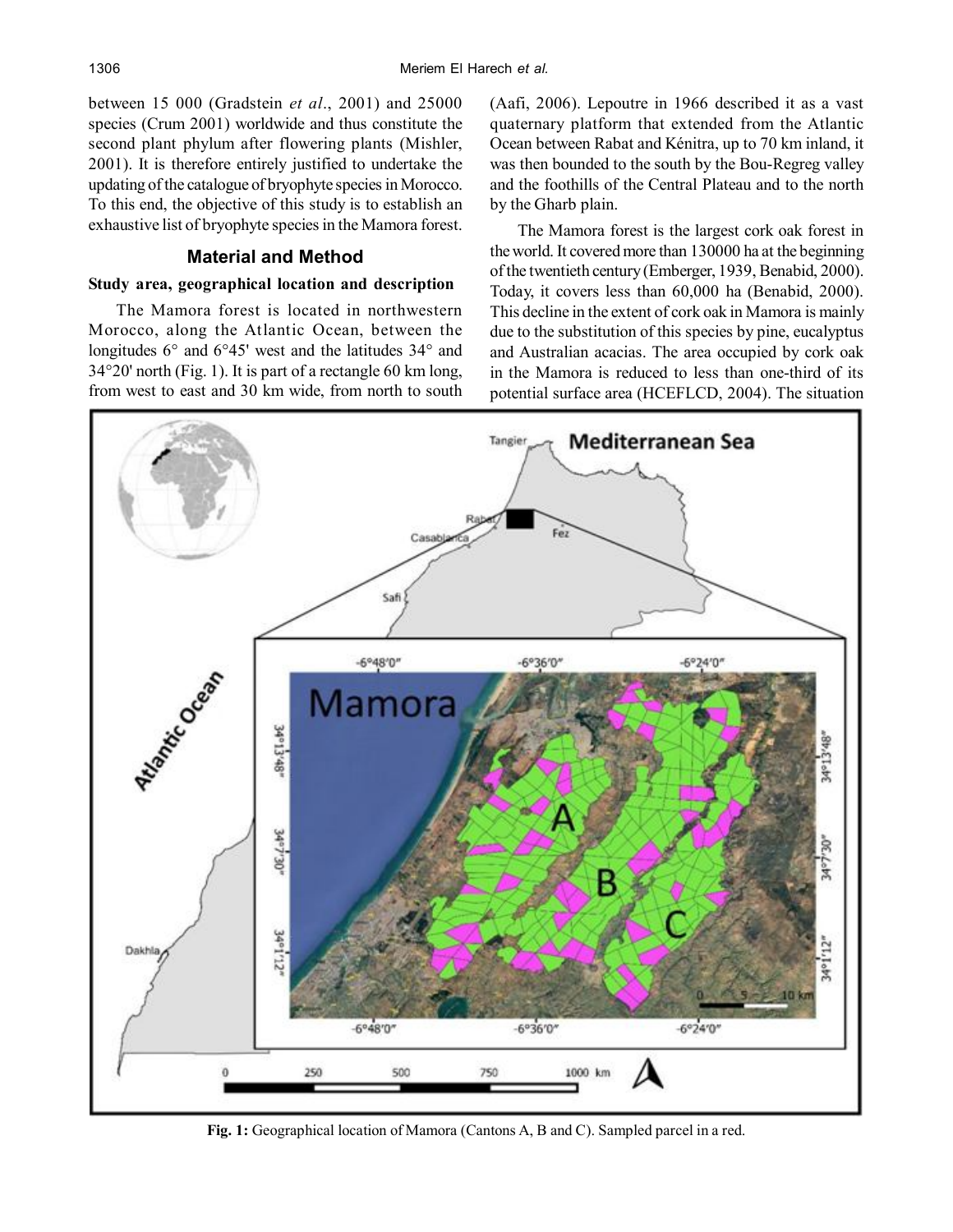between 15 000 (Gradstein *et al*., 2001) and 25000 species (Crum 2001) worldwide and thus constitute the second plant phylum after flowering plants (Mishler, 2001). It is therefore entirely justified to undertake the updating of the catalogue of bryophyte species in Morocco. To this end, the objective of this study is to establish an exhaustive list of bryophyte species in the Mamora forest.

## Material and Method

### Study area, geographical location and description

The Mamora forest is located in northwestern Morocco, along the Atlantic Ocean, between the longitudes 6° and 6°45' west and the latitudes 34° and 34°20' north (Fig. 1). It is part of a rectangle 60 km long, from west to east and 30 km wide, from north to south (Aafi, 2006). Lepoutre in 1966 described it as a vast quaternary platform that extended from the Atlantic Ocean between Rabat and Kénitra, up to 70 km inland, it was then bounded to the south by the Bou-Regreg valley and the foothills of the Central Plateau and to the north by the Gharb plain.

The Mamora forest is the largest cork oak forest in the world. It covered more than 130000 ha at the beginning of the twentieth century (Emberger, 1939, Benabid, 2000). Today, it covers less than 60,000 ha (Benabid, 2000). This decline in the extent of cork oak in Mamora is mainly due to the substitution of this species by pine, eucalyptus and Australian acacias. The area occupied by cork oak in the Mamora is reduced to less than one-third of its potential surface area (HCEFLCD, 2004). The situation

**Fig. 1:** Geographical location of Mamora (Cantons A, B and C). Sampled parcel in a red.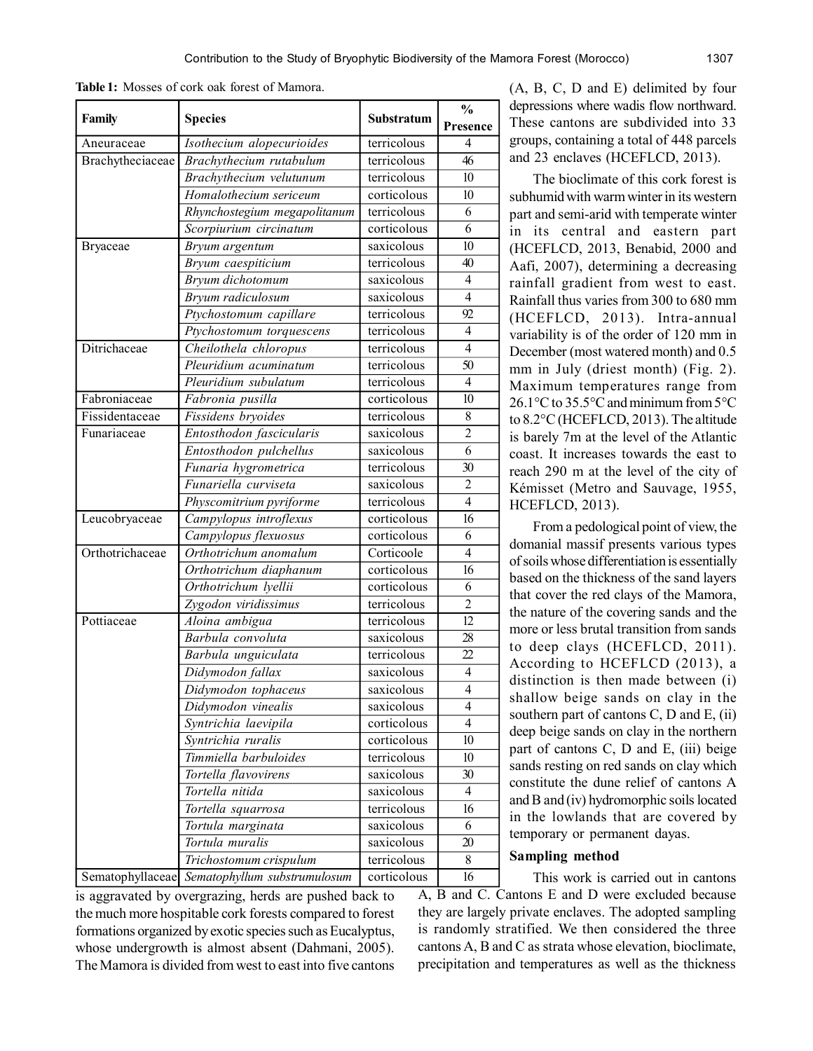**Table 1:** Mosses of cork oak forest of Mamora.

| Family | Species | Substratum | % Presence |
|---|---|---|---|
| Aneuraceae | *Isothecium alopecurioides* | terricolous | 4 |
| Brachytheciaceae | *Brachythecium rutabulum* | terricolous | 46 |
| | *Brachythecium velutunum* | terricolous | 10 |
| | *Homalothecium sericeum* | corticolous | 10 |
| | *Rhynchostegium megapolitanum* | terricolous | 6 |
| | *Scorpiurium circinatum* | corticolous | 6 |
| Bryaceae | *Bryum argentum* | saxicolous | 10 |
| | *Bryum caespiticium* | terricolous | 40 |
| | *Bryum dichotomum* | saxicolous | 4 |
| | *Bryum radiculosum* | saxicolous | 4 |
| | *Ptychostomum capillare* | terricolous | 92 |
| | *Ptychostomum torquescens* | terricolous | 4 |
| Ditrichaceae | *Cheilothela chloropus* | terricolous | 4 |
| | *Pleuridium acuminatum* | terricolous | 50 |
| | *Pleuridium subulatum* | terricolous | 4 |
| Fabroniaceae | *Fabronia pusilla* | corticolous | 10 |
| Fissidentaceae | *Fissidens bryoides* | terricolous | 8 |
| Funariaceae | *Entosthodon fascicularis* | saxicolous | 2 |
| | *Entosthodon pulchellus* | saxicolous | 6 |
| | *Funaria hygrometrica* | terricolous | 30 |
| | *Funariella curviseta* | saxicolous | 2 |
| | *Physcomitrium pyriforme* | terricolous | 4 |
| Leucobryaceae | *Campylopus introflexus* | corticolous | 16 |
| | *Campylopus flexuosus* | corticolous | 6 |
| Orthotrichaceae | *Orthotrichum anomalum* | Corticoole | 4 |
| | *Orthotrichum diaphanum* | corticolous | 16 |
| | *Orthotrichum lyellii* | corticolous | 6 |
| | *Zygodon viridissimus* | terricolous | 2 |
| Pottiaceae | *Aloina ambigua* | terricolous | 12 |
| | *Barbula convoluta* | saxicolous | 28 |
| | *Barbula unguiculata* | terricolous | 22 |
| | *Didymodon fallax* | saxicolous | 4 |
| | *Didymodon tophaceus* | saxicolous | 4 |
| | *Didymodon vinealis* | saxicolous | 4 |
| | *Syntrichia laevipila* | corticolous | 4 |
| | *Syntrichia ruralis* | corticolous | 10 |
| | *Timmiella barbuloides* | terricolous | 10 |
| | *Tortella flavovirens* | saxicolous | 30 |
| | *Tortella nitida* | saxicolous | 4 |
| | *Tortella squarrosa* | terricolous | 16 |
| | *Tortula marginata* | saxicolous | 6 |
| | *Tortula muralis* | saxicolous | 20 |
| | *Trichostomum crispulum* | terricolous | 8 |
| Sematophyllaceae | *Sematophyllum substrumulosum* | corticolous | 16 |

is aggravated by overgrazing, herds are pushed back to the much more hospitable cork forests compared to forest formations organized by exotic species such as Eucalyptus, whose undergrowth is almost absent (Dahmani, 2005). The Mamora is divided from west to east into five cantons (A, B, C, D and E) delimited by four depressions where wadis flow northward. These cantons are subdivided into 33 groups, containing a total of 448 parcels and 23 enclaves (HCEFLCD, 2013).

The bioclimate of this cork forest is subhumid with warm winter in its western part and semi-arid with temperate winter in its central and eastern part (HCEFLCD, 2013, Benabid, 2000 and Aafi, 2007), determining a decreasing rainfall gradient from west to east. Rainfall thus varies from 300 to 680 mm (HCEFLCD, 2013). Intra-annual variability is of the order of 120 mm in December (most watered month) and 0.5 mm in July (driest month) (Fig. 2). Maximum temperatures range from 26.1°C to 35.5°C and minimum from 5°C to 8.2°C (HCEFLCD, 2013). The altitude is barely 7m at the level of the Atlantic coast. It increases towards the east to reach 290 m at the level of the city of Kémisset (Metro and Sauvage, 1955, HCEFLCD, 2013).

From a pedological point of view, the domanial massif presents various types of soils whose differentiation is essentially based on the thickness of the sand layers that cover the red clays of the Mamora, the nature of the covering sands and the more or less brutal transition from sands to deep clays (HCEFLCD, 2011). According to HCEFLCD (2013), a distinction is then made between (i) shallow beige sands on clay in the southern part of cantons C, D and E, (ii) deep beige sands on clay in the northern part of cantons C, D and E, (iii) beige sands resting on red sands on clay which constitute the dune relief of cantons A and B and (iv) hydromorphic soils located in the lowlands that are covered by temporary or permanent dayas.

### Sampling method

This work is carried out in cantons A, B and C. Cantons E and D were excluded because they are largely private enclaves. The adopted sampling is randomly stratified. We then considered the three cantons A, B and C as strata whose elevation, bioclimate, precipitation and temperatures as well as the thickness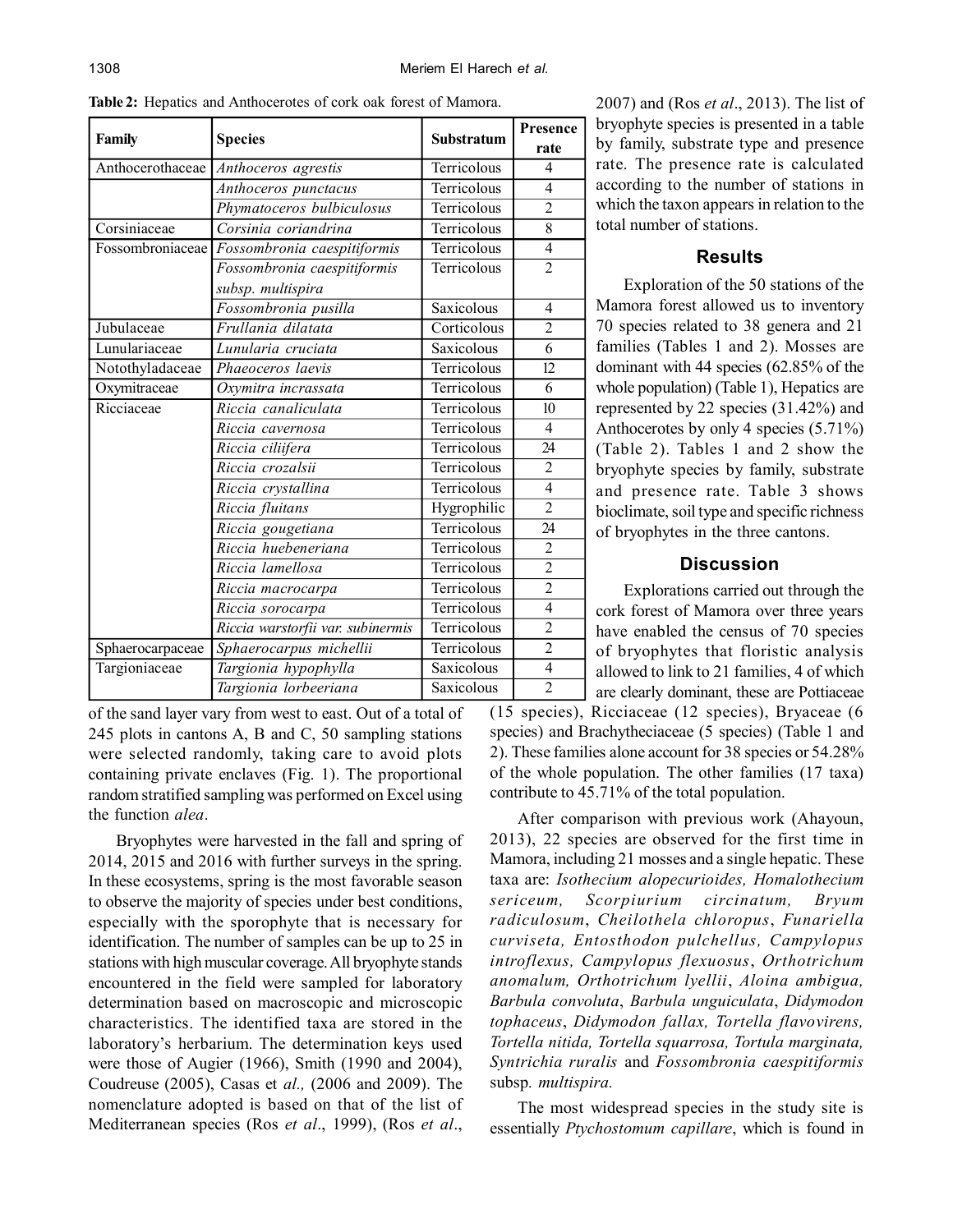**Table 2:** Hepatics and Anthocerotes of cork oak forest of Mamora.

| Family | Species | Substratum | Presence rate |
|---|---|---|---|
| Anthocerothaceae | *Anthoceros agrestis* | Terricolous | 4 |
| | *Anthoceros punctacus* | Terricolous | 4 |
| | *Phymatoceros bulbiculosus* | Terricolous | 2 |
| Corsiniaceae | *Corsinia coriandrina* | Terricolous | 8 |
| Fossombroniaceae | *Fossombronia caespitiformis* | Terricolous | 4 |
| | *Fossombronia caespitiformis subsp. multispira* | Terricolous | 2 |
| | *Fossombronia pusilla* | Saxicolous | 4 |
| Jubulaceae | *Frullania dilatata* | Corticolous | 2 |
| Lunulariaceae | *Lunularia cruciata* | Saxicolous | 6 |
| Notothyladaceae | *Phaeoceros laevis* | Terricolous | 12 |
| Oxymitraceae | *Oxymitra incrassata* | Terricolous | 6 |
| Ricciaceae | *Riccia canaliculata* | Terricolous | 10 |
| | *Riccia cavernosa* | Terricolous | 4 |
| | *Riccia ciliifera* | Terricolous | 24 |
| | *Riccia crozalsii* | Terricolous | 2 |
| | *Riccia crystallina* | Terricolous | 4 |
| | *Riccia fluitans* | Hygrophilic | 2 |
| | *Riccia gougetiana* | Terricolous | 24 |
| | *Riccia huebeneriana* | Terricolous | 2 |
| | *Riccia lamellosa* | Terricolous | 2 |
| | *Riccia macrocarpa* | Terricolous | 2 |
| | *Riccia sorocarpa* | Terricolous | 4 |
| | *Riccia warstorfii var. subinermis* | Terricolous | 2 |
| Sphaerocarpaceae | *Sphaerocarpus michellii* | Terricolous | 2 |
| Targioniaceae | *Targionia hypophylla* | Saxicolous | 4 |
| | *Targionia lorbeeriana* | Saxicolous | 2 |

of the sand layer vary from west to east. Out of a total of 245 plots in cantons A, B and C, 50 sampling stations were selected randomly, taking care to avoid plots containing private enclaves (Fig. 1). The proportional random stratified sampling was performed on Excel using the function *alea*.

Bryophytes were harvested in the fall and spring of 2014, 2015 and 2016 with further surveys in the spring. In these ecosystems, spring is the most favorable season to observe the majority of species under best conditions, especially with the sporophyte that is necessary for identification. The number of samples can be up to 25 in stations with high muscular coverage. All bryophyte stands encountered in the field were sampled for laboratory determination based on macroscopic and microscopic characteristics. The identified taxa are stored in the laboratory's herbarium. The determination keys used were those of Augier (1966), Smith (1990 and 2004), Coudreuse (2005), Casas et *al.,* (2006 and 2009). The nomenclature adopted is based on that of the list of Mediterranean species (Ros *et al*., 1999), (Ros *et al*., 2007) and (Ros *et al*., 2013). The list of bryophyte species is presented in a table by family, substrate type and presence rate. The presence rate is calculated according to the number of stations in which the taxon appears in relation to the total number of stations.

## Results

Exploration of the 50 stations of the Mamora forest allowed us to inventory 70 species related to 38 genera and 21 families (Tables 1 and 2). Mosses are dominant with 44 species (62.85% of the whole population) (Table 1), Hepatics are represented by 22 species (31.42%) and Anthocerotes by only 4 species (5.71%) (Table 2). Tables 1 and 2 show the bryophyte species by family, substrate and presence rate. Table 3 shows bioclimate, soil type and specific richness of bryophytes in the three cantons.

## Discussion

Explorations carried out through the cork forest of Mamora over three years have enabled the census of 70 species of bryophytes that floristic analysis allowed to link to 21 families, 4 of which are clearly dominant, these are Pottiaceae (15 species), Ricciaceae (12 species), Bryaceae (6 species) and Brachytheciaceae (5 species) (Table 1 and 2). These families alone account for 38 species or 54.28% of the whole population. The other families (17 taxa) contribute to 45.71% of the total population.

After comparison with previous work (Ahayoun, 2013), 22 species are observed for the first time in Mamora, including 21 mosses and a single hepatic. These taxa are: *Isothecium alopecurioides, Homalothecium sericeum, Scorpiurium circinatum, Bryum radiculosum*, *Cheilothela chloropus*, *Funariella curviseta, Entosthodon pulchellus, Campylopus introflexus, Campylopus flexuosus*, *Orthotrichum anomalum, Orthotrichum lyellii*, *Aloina ambigua, Barbula convoluta*, *Barbula unguiculata*, *Didymodon tophaceus*, *Didymodon fallax, Tortella flavovirens, Tortella nitida, Tortella squarrosa, Tortula marginata, Syntrichia ruralis* and *Fossombronia caespitiformis* subsp. *multispira.*

The most widespread species in the study site is essentially *Ptychostomum capillare*, which is found in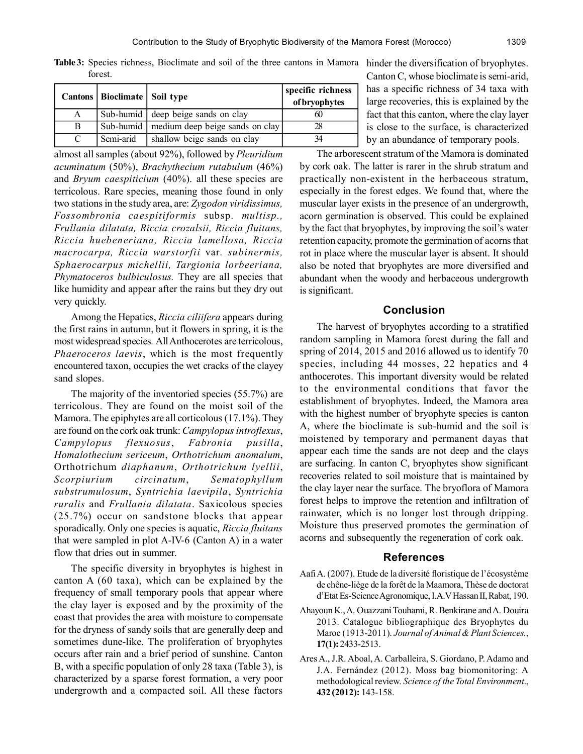**Table 3:** Species richness, Bioclimate and soil of the three cantons in Mamora forest.

| Cantons | Bioclimate | Soil type | specific richness of bryophytes |
|---|---|---|---|
| A | Sub-humid | deep beige sands on clay | 60 |
| B | Sub-humid | medium deep beige sands on clay | 28 |
| C | Semi-arid | shallow beige sands on clay | 34 |

almost all samples (about 92%), followed by *Pleuridium acuminatum* (50%), *Brachythecium rutabulum* (46%) and *Bryum caespiticium* (40%). all these species are terricolous. Rare species, meaning those found in only two stations in the study area, are: *Zygodon viridissimus, Fossombronia caespitiformis* subsp. *multisp., Frullania dilatata, Riccia crozalsii, Riccia fluitans, Riccia huebeneriana, Riccia lamellosa, Riccia macrocarpa, Riccia warstorfii* var. *subinermis, Sphaerocarpus michellii, Targionia lorbeeriana, Phymatoceros bulbiculosus.* They are all species that like humidity and appear after the rains but they dry out very quickly.

Among the Hepatics, *Riccia ciliifera* appears during the first rains in autumn, but it flowers in spring, it is the most widespread species. All Anthocerotes are terricolous, *Phaeroceros laevis*, which is the most frequently encountered taxon, occupies the wet cracks of the clayey sand slopes.

The majority of the inventoried species (55.7%) are terricolous. They are found on the moist soil of the Mamora. The epiphytes are all corticolous (17.1%). They are found on the cork oak trunk: *Campylopus introflexus*, *Campylopus flexuosus*, *Fabronia pusilla*, *Homalothecium sericeum*, *Orthotrichum anomalum*, Orthotrichum *diaphanum*, *Orthotrichum lyellii*, *Scorpiurium circinatum*, *Sematophyllum substrumulosum*, *Syntrichia laevipila*, *Syntrichia ruralis* and *Frullania dilatata*. Saxicolous species (25.7%) occur on sandstone blocks that appear sporadically. Only one species is aquatic, *Riccia fluitans* that were sampled in plot A-IV-6 (Canton A) in a water flow that dries out in summer.

The specific diversity in bryophytes is highest in canton A (60 taxa), which can be explained by the frequency of small temporary pools that appear where the clay layer is exposed and by the proximity of the coast that provides the area with moisture to compensate for the dryness of sandy soils that are generally deep and sometimes dune-like. The proliferation of bryophytes occurs after rain and a brief period of sunshine. Canton B, with a specific population of only 28 taxa (Table 3), is characterized by a sparse forest formation, a very poor undergrowth and a compacted soil. All these factors hinder the diversification of bryophytes. Canton C, whose bioclimate is semi-arid, has a specific richness of 34 taxa with large recoveries, this is explained by the fact that this canton, where the clay layer is close to the surface, is characterized by an abundance of temporary pools.

The arborescent stratum of the Mamora is dominated by cork oak. The latter is rarer in the shrub stratum and practically non-existent in the herbaceous stratum, especially in the forest edges. We found that, where the muscular layer exists in the presence of an undergrowth, acorn germination is observed. This could be explained by the fact that bryophytes, by improving the soil's water retention capacity, promote the germination of acorns that rot in place where the muscular layer is absent. It should also be noted that bryophytes are more diversified and abundant when the woody and herbaceous undergrowth is significant.

## Conclusion

The harvest of bryophytes according to a stratified random sampling in Mamora forest during the fall and spring of 2014, 2015 and 2016 allowed us to identify 70 species, including 44 mosses, 22 hepatics and 4 anthocerotes. This important diversity would be related to the environmental conditions that favor the establishment of bryophytes. Indeed, the Mamora area with the highest number of bryophyte species is canton A, where the bioclimate is sub-humid and the soil is moistened by temporary and permanent dayas that appear each time the sands are not deep and the clays are surfacing. In canton C, bryophytes show significant recoveries related to soil moisture that is maintained by the clay layer near the surface. The bryoflora of Mamora forest helps to improve the retention and infiltration of rainwater, which is no longer lost through dripping. Moisture thus preserved promotes the germination of acorns and subsequently the regeneration of cork oak.

## References

Aafi A. (2007). Etude de la diversité floristique de l'écosystème de chêne-liège de la forêt de la Maamora, Thèse de doctorat d'Etat Es-Science Agronomique, I.A.V Hassan II, Rabat, 190.

Ahayoun K., A. Ouazzani Touhami, R. Benkirane and A. Douira 2013. Catalogue bibliographique des Bryophytes du Maroc (1913-2011). *Journal of Animal & Plant Sciences.*, **17(1):** 2433-2513.

Ares A., J.R. Aboal, A. Carballeira, S. Giordano, P. Adamo and J.A. Fernández (2012). Moss bag biomonitoring: A methodological review. *Science of the Total Environment*., **432 (2012):** 143-158.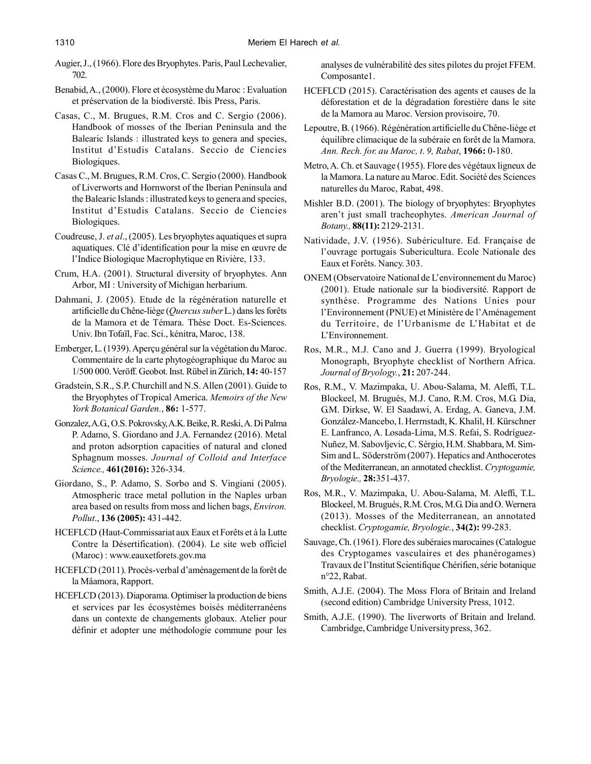Augier, J., (1966). Flore des Bryophytes. Paris, Paul Lechevalier, 702.

Benabid, A., (2000). Flore et écosystème du Maroc : Evaluation et préservation de la biodiversté. Ibis Press, Paris.

Casas, C., M. Brugues, R.M. Cros and C. Sergio (2006). Handbook of mosses of the Iberian Peninsula and the Balearic Islands : illustrated keys to genera and species, Institut d'Estudis Catalans. Seccio de Ciencies Biologiques.

Casas C., M. Brugues, R.M. Cros, C. Sergio (2000). Handbook of Liverworts and Hornworst of the Iberian Peninsula and the Balearic Islands : illustrated keys to genera and species, Institut d'Estudis Catalans. Seccio de Ciencies Biologiques.

Coudreuse, J. *et al*., (2005). Les bryophytes aquatiques et supra aquatiques. Clé d'identification pour la mise en œuvre de l'Indice Biologique Macrophytique en Rivière, 133.

Crum, H.A. (2001). Structural diversity of bryophytes. Ann Arbor, MI : University of Michigan herbarium.

Dahmani, J. (2005). Etude de la régénération naturelle et artificielle du Chêne-liège (*Quercus suber* L.) dans les forêts de la Mamora et de Témara. Thèse Doct. Es-Sciences. Univ. Ibn Tofaïl, Fac. Sci., kénitra, Maroc, 138.

Emberger, L. (1939). Aperçu général sur la végétation du Maroc. Commentaire de la carte phytogéographique du Maroc au 1/500 000. Veröff. Geobot. Inst. Rübel in Zürich, **14:** 40-157

Gradstein, S.R., S.P. Churchill and N.S. Allen (2001). Guide to the Bryophytes of Tropical America. *Memoirs of the New York Botanical Garden.*, **86:** 1-577.

Gonzalez, A.G., O.S. Pokrovsky, A.K. Beike, R. Reski, A. Di Palma P. Adamo, S. Giordano and J.A. Fernandez (2016). Metal and proton adsorption capacities of natural and cloned Sphagnum mosses. *Journal of Colloid and Interface Science.,* **461(2016):** 326-334.

Giordano, S., P. Adamo, S. Sorbo and S. Vingiani (2005). Atmospheric trace metal pollution in the Naples urban area based on results from moss and lichen bags, *Environ. Pollut*., **136 (2005):** 431-442.

HCEFLCD (Haut-Commissariat aux Eaux et Forêts et à la Lutte Contre la Désertification). (2004). Le site web officiel (Maroc) : www.eauxetforets.gov.ma

HCEFLCD (2011). Procès-verbal d'aménagement de la forêt de la Mâamora, Rapport.

HCEFLCD (2013). Diaporama. Optimiser la production de biens et services par les écosystèmes boisés méditerranéens dans un contexte de changements globaux. Atelier pour définir et adopter une méthodologie commune pour les analyses de vulnérabilité des sites pilotes du projet FFEM. Composante1.

HCEFLCD (2015). Caractérisation des agents et causes de la déforestation et de la dégradation forestière dans le site de la Mamora au Maroc. Version provisoire, 70.

Lepoutre, B. (1966). Régénération artificielle du Chêne-liège et équilibre climacique de la subéraie en forêt de la Mamora. *Ann. Rech. for. au Maroc, t. 9, Rabat*, **1966:** 0-180.

Metro, A. Ch. et Sauvage (1955). Flore des végétaux ligneux de la Mamora. La nature au Maroc. Edit. Société des Sciences naturelles du Maroc, Rabat, 498.

Mishler B.D. (2001). The biology of bryophytes: Bryophytes aren't just small tracheophytes. *American Journal of Botany.,* **88(11):** 2129-2131.

Natividade, J.V. (1956). Subériculture. Ed. Française de l'ouvrage portugais Subericultura. Ecole Nationale des Eaux et Forêts. Nancy. 303.

ONEM (Observatoire National de L'environnement du Maroc) (2001). Etude nationale sur la biodiversité. Rapport de synthèse. Programme des Nations Unies pour l'Environnement (PNUE) et Ministère de l'Aménagement du Territoire, de l'Urbanisme de L'Habitat et de L'Environnement.

Ros, M.R., M.J. Cano and J. Guerra (1999). Bryological Monograph, Bryophyte checklist of Northern Africa. *Journal of Bryology.*, **21:** 207-244.

Ros, R.M., V. Mazimpaka, U. Abou-Salama, M. Aleffi, T.L. Blockeel, M. Brugués, M.J. Cano, R.M. Cros, M.G. Dia, G.M. Dirkse, W. El Saadawi, A. Erdag, A. Ganeva, J.M. González-Mancebo, I. Herrnstadt, K. Khalil, H. Kürschner E. Lanfranco, A. Losada-Lima, M.S. Refai, S. Rodríguez-Nuñez, M. Sabovljevic, C. Sérgio, H.M. Shabbara, M. Sim-Sim and L. Söderström (2007). Hepatics and Anthocerotes of the Mediterranean, an annotated checklist. *Cryptogamie, Bryologie.,* **28:**351-437.

Ros, M.R., V. Mazimpaka, U. Abou-Salama, M. Aleffi, T.L. Blockeel, M. Brugués, R.M. Cros, M.G. Dia and O. Wernera (2013). Mosses of the Mediterranean, an annotated checklist. *Cryptogamie, Bryologie.*, **34(2):** 99-283.

Sauvage, Ch. (1961). Flore des subéraies marocaines (Catalogue des Cryptogames vasculaires et des phanérogames) Travaux de l'Institut Scientifique Chérifien, série botanique n°22, Rabat.

Smith, A.J.E. (2004). The Moss Flora of Britain and Ireland (second edition) Cambridge University Press, 1012.

Smith, A.J.E. (1990). The liverworts of Britain and Ireland. Cambridge, Cambridge University press, 362.